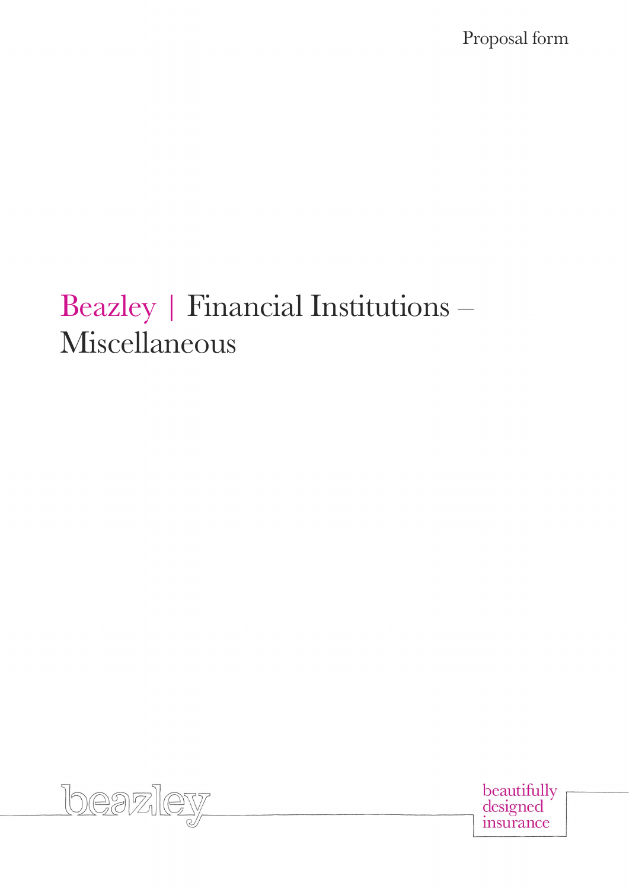Proposal form

# Beazley | Financial Institutions – Miscellaneous

beazley

beautifully designed insurance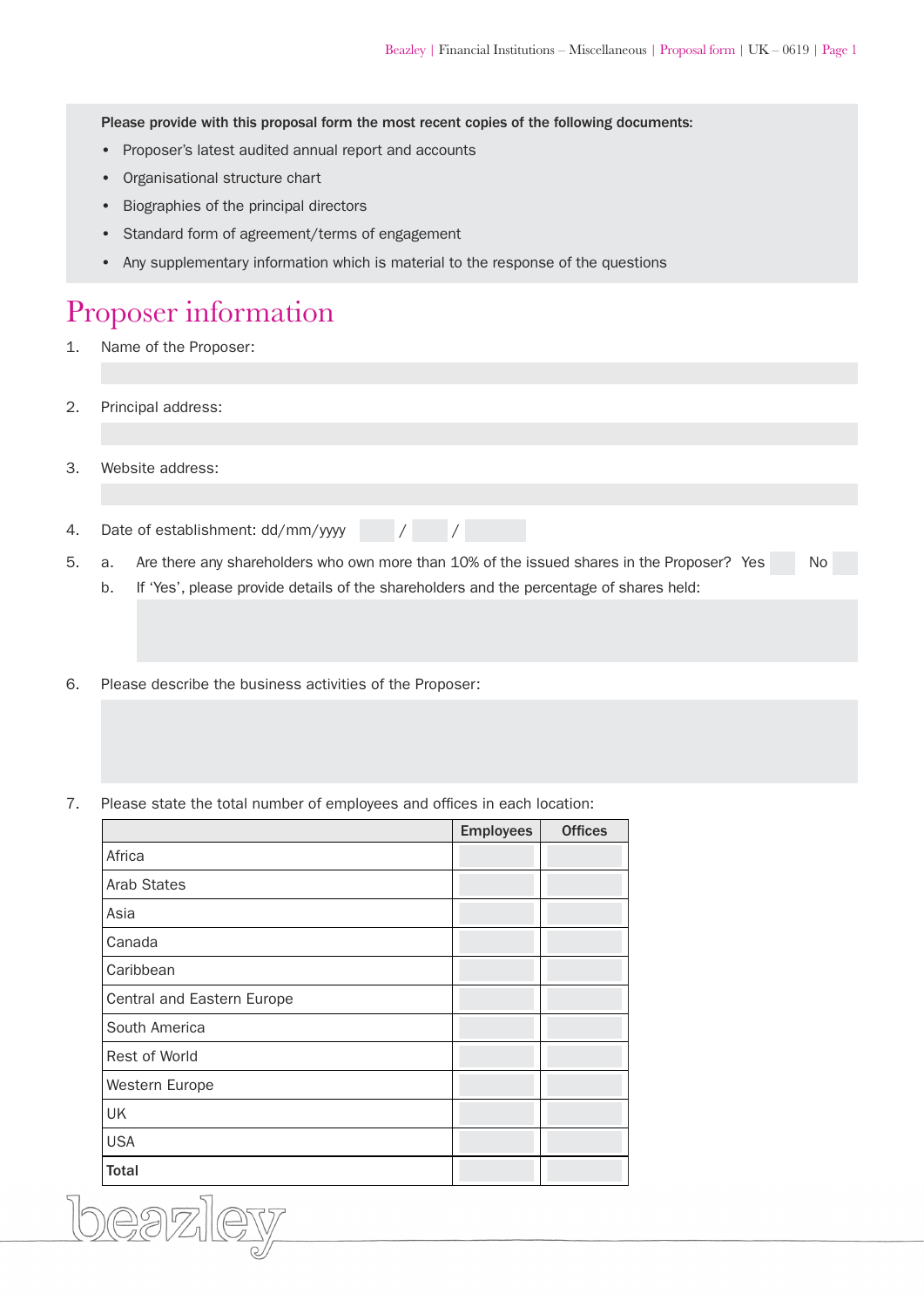**Please provide with this proposal form the most recent copies of the following documents:**

- Proposer's latest audited annual report and accounts
- Organisational structure chart
- Biographies of the principal directors
- Standard form of agreement/terms of engagement
- Any supplementary information which is material to the response of the questions

# Proposer information

1. Name of the Proposer:

2. Principal address:

3. Website address:

4. Date of establishment: dd/mm/yyyy  / /

5. a. Are there any shareholders who own more than 10% of the issued shares in the Proposer? Yes No

   b. If 'Yes', please provide details of the shareholders and the percentage of shares held:

6. Please describe the business activities of the Proposer:

7. Please state the total number of employees and offices in each location:

| | Employees | Offices |
|---|---|---|
| Africa | | |
| Arab States | | |
| Asia | | |
| Canada | | |
| Caribbean | | |
| Central and Eastern Europe | | |
| South America | | |
| Rest of World | | |
| Western Europe | | |
| UK | | |
| USA | | |
| **Total** | | |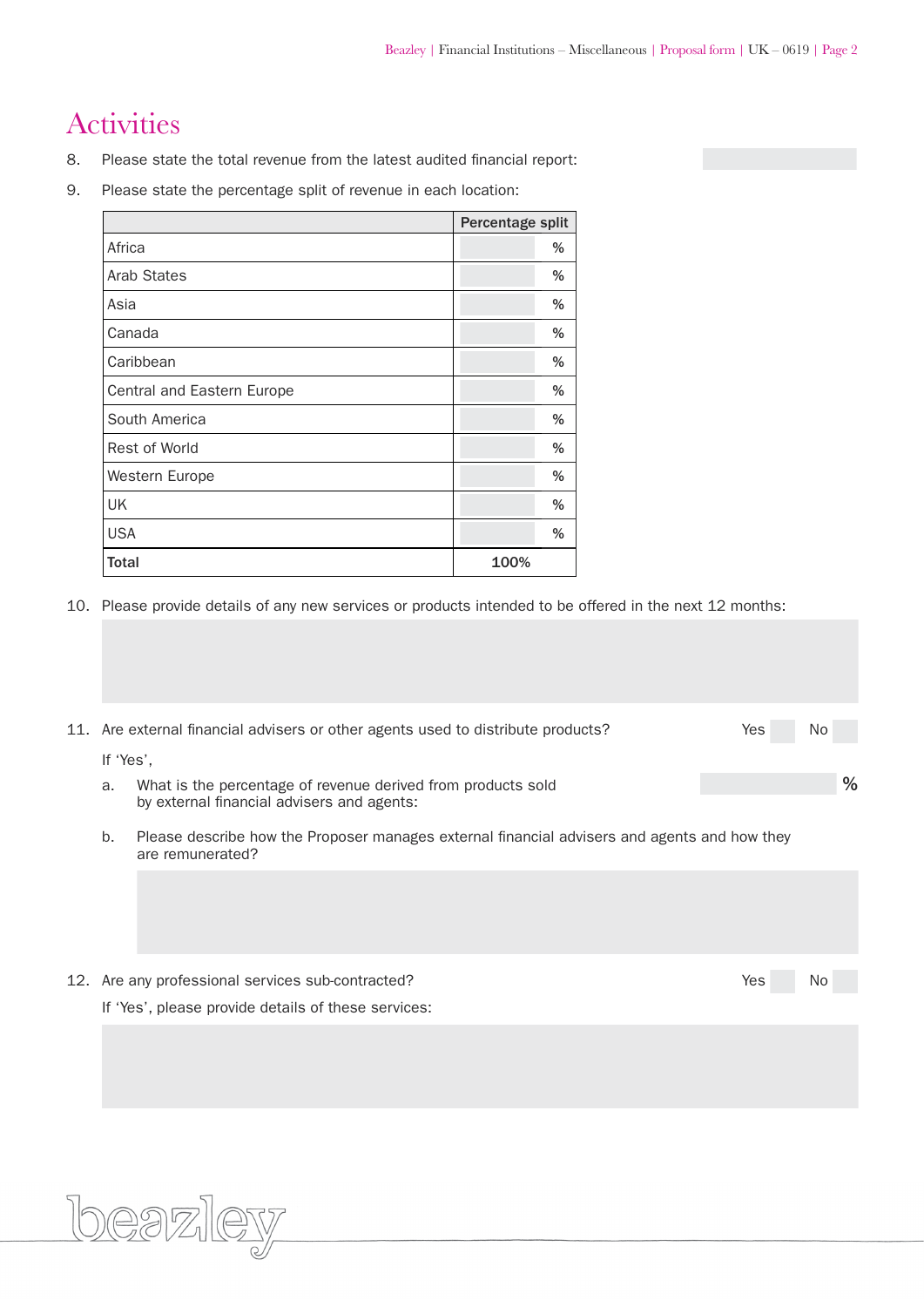# Activities

8. Please state the total revenue from the latest audited financial report:

9. Please state the percentage split of revenue in each location:

| | Percentage split |
|---|---|
| Africa | % |
| Arab States | % |
| Asia | % |
| Canada | % |
| Caribbean | % |
| Central and Eastern Europe | % |
| South America | % |
| Rest of World | % |
| Western Europe | % |
| UK | % |
| USA | % |
| **Total** | 100% |

10. Please provide details of any new services or products intended to be offered in the next 12 months:

11. Are external financial advisers or other agents used to distribute products? Yes No

    If 'Yes',

    a. What is the percentage of revenue derived from products sold by external financial advisers and agents: %

    b. Please describe how the Proposer manages external financial advisers and agents and how they are remunerated?

12. Are any professional services sub-contracted? Yes No

    If 'Yes', please provide details of these services: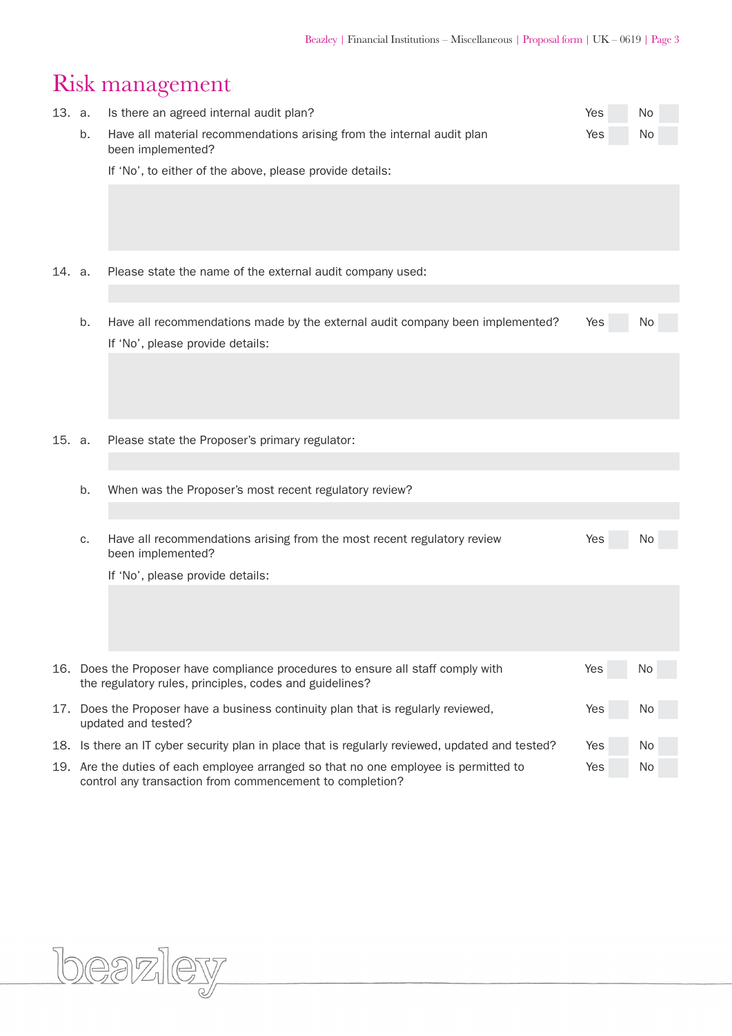# Risk management

13. a. Is there an agreed internal audit plan? Yes ☐ No ☐

    b. Have all material recommendations arising from the internal audit plan been implemented? Yes ☐ No ☐

    If 'No', to either of the above, please provide details:

14. a. Please state the name of the external audit company used:

    b. Have all recommendations made by the external audit company been implemented? Yes ☐ No ☐

    If 'No', please provide details:

15. a. Please state the Proposer's primary regulator:

    b. When was the Proposer's most recent regulatory review?

    c. Have all recommendations arising from the most recent regulatory review been implemented? Yes ☐ No ☐

    If 'No', please provide details:

16. Does the Proposer have compliance procedures to ensure all staff comply with the regulatory rules, principles, codes and guidelines? Yes ☐ No ☐

17. Does the Proposer have a business continuity plan that is regularly reviewed, updated and tested? Yes ☐ No ☐

18. Is there an IT cyber security plan in place that is regularly reviewed, updated and tested? Yes ☐ No ☐

19. Are the duties of each employee arranged so that no one employee is permitted to control any transaction from commencement to completion? Yes ☐ No ☐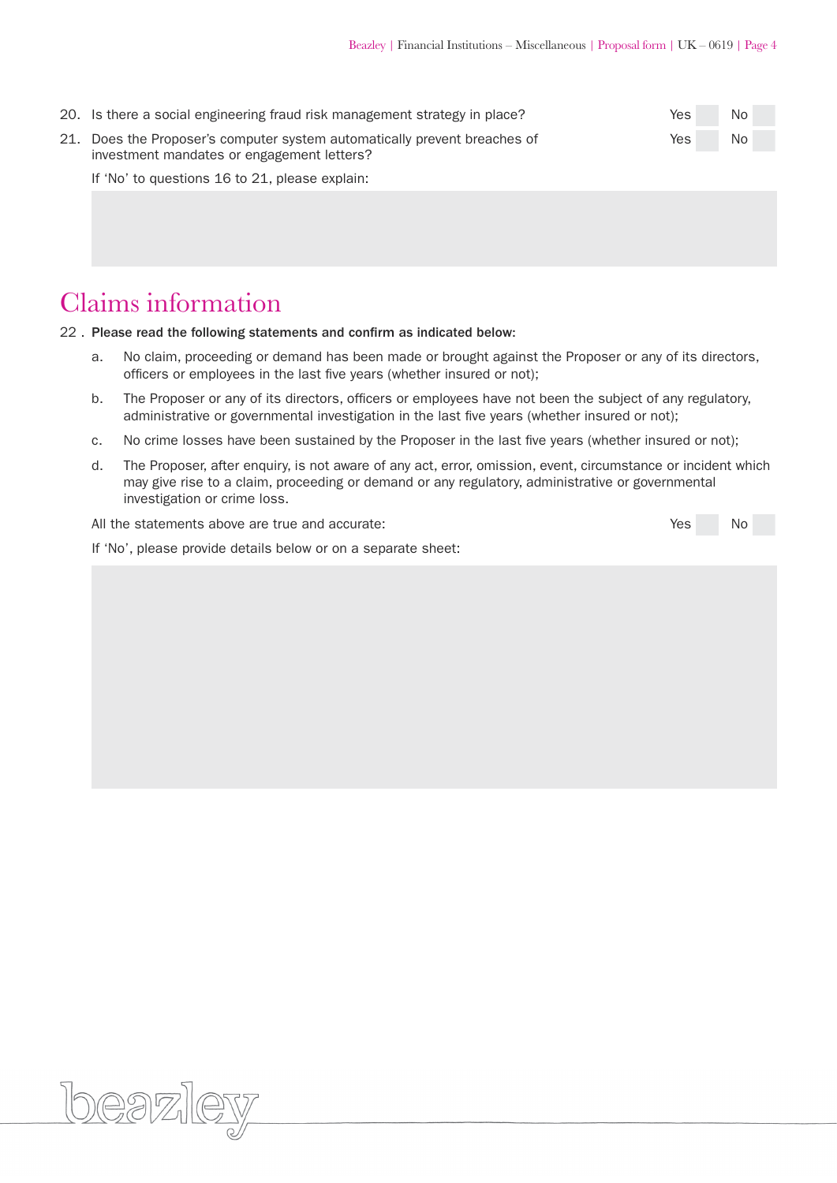20. Is there a social engineering fraud risk management strategy in place? Yes ☐ No ☐

21. Does the Proposer's computer system automatically prevent breaches of investment mandates or engagement letters? Yes ☐ No ☐

    If 'No' to questions 16 to 21, please explain:

# Claims information

22 . **Please read the following statements and confirm as indicated below:**

   a. No claim, proceeding or demand has been made or brought against the Proposer or any of its directors, officers or employees in the last five years (whether insured or not);

   b. The Proposer or any of its directors, officers or employees have not been the subject of any regulatory, administrative or governmental investigation in the last five years (whether insured or not);

   c. No crime losses have been sustained by the Proposer in the last five years (whether insured or not);

   d. The Proposer, after enquiry, is not aware of any act, error, omission, event, circumstance or incident which may give rise to a claim, proceeding or demand or any regulatory, administrative or governmental investigation or crime loss.

   All the statements above are true and accurate: Yes ☐ No ☐

   If 'No', please provide details below or on a separate sheet: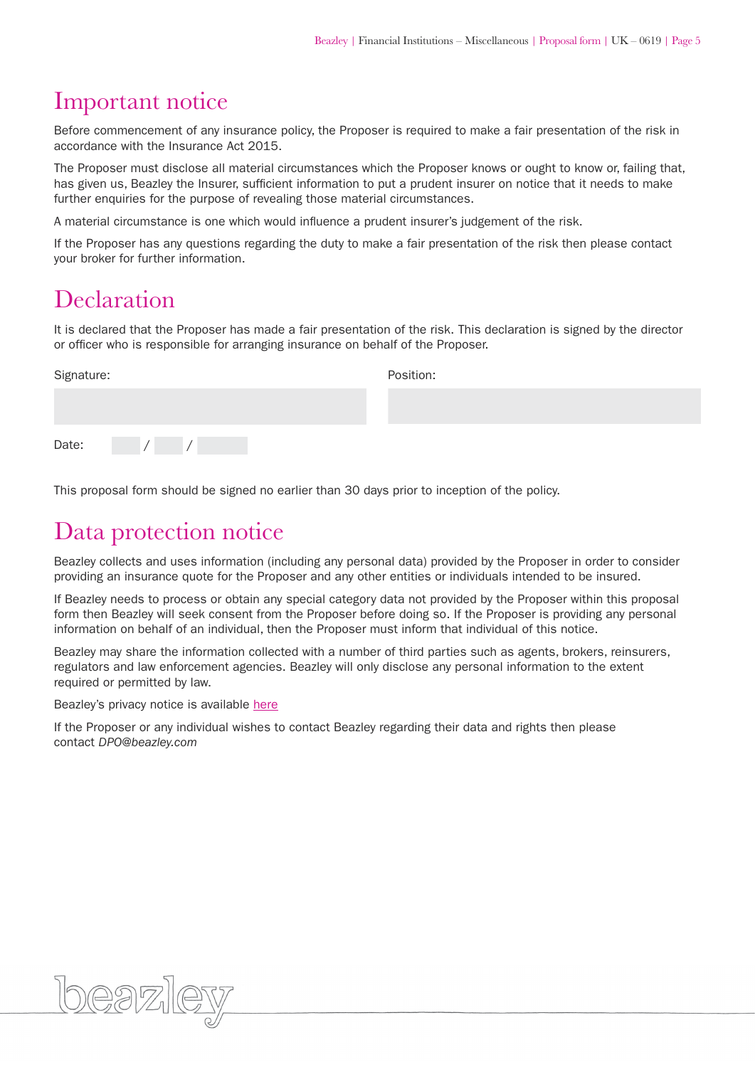# Important notice

Before commencement of any insurance policy, the Proposer is required to make a fair presentation of the risk in accordance with the Insurance Act 2015.

The Proposer must disclose all material circumstances which the Proposer knows or ought to know or, failing that, has given us, Beazley the Insurer, sufficient information to put a prudent insurer on notice that it needs to make further enquiries for the purpose of revealing those material circumstances.

A material circumstance is one which would influence a prudent insurer's judgement of the risk.

If the Proposer has any questions regarding the duty to make a fair presentation of the risk then please contact your broker for further information.

# Declaration

It is declared that the Proposer has made a fair presentation of the risk. This declaration is signed by the director or officer who is responsible for arranging insurance on behalf of the Proposer.

Signature:

Position:

Date: / /

This proposal form should be signed no earlier than 30 days prior to inception of the policy.

# Data protection notice

Beazley collects and uses information (including any personal data) provided by the Proposer in order to consider providing an insurance quote for the Proposer and any other entities or individuals intended to be insured.

If Beazley needs to process or obtain any special category data not provided by the Proposer within this proposal form then Beazley will seek consent from the Proposer before doing so. If the Proposer is providing any personal information on behalf of an individual, then the Proposer must inform that individual of this notice.

Beazley may share the information collected with a number of third parties such as agents, brokers, reinsurers, regulators and law enforcement agencies. Beazley will only disclose any personal information to the extent required or permitted by law.

Beazley's privacy notice is available here

If the Proposer or any individual wishes to contact Beazley regarding their data and rights then please contact *DPO@beazley.com*